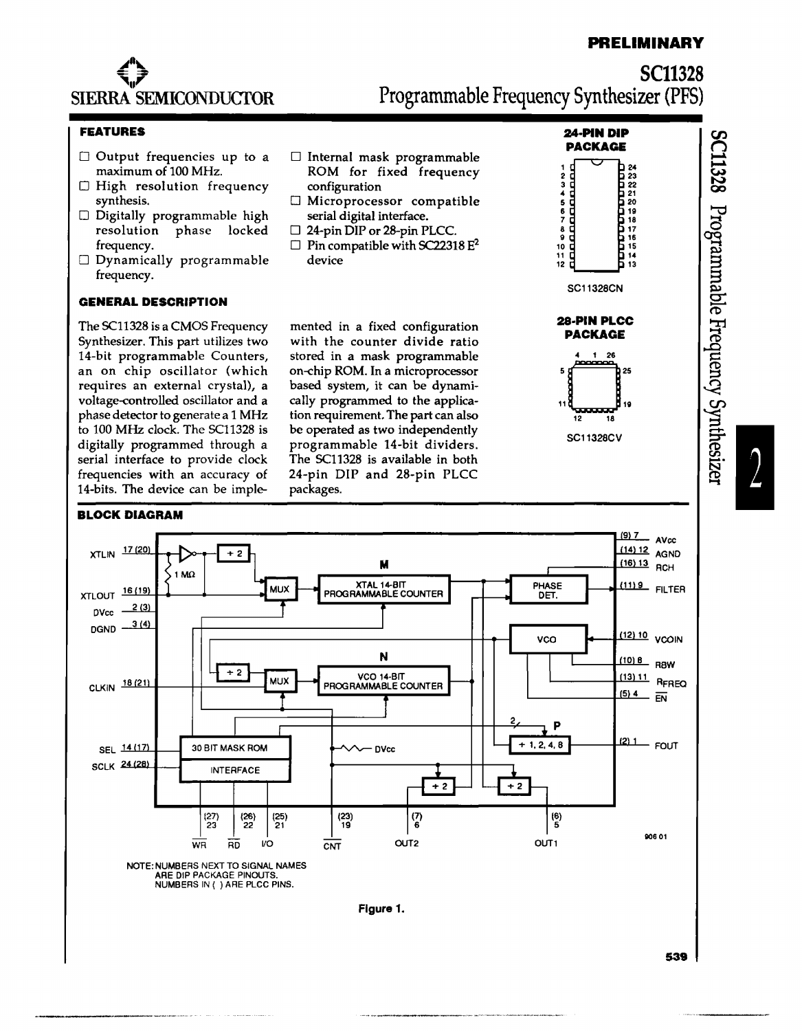**PRELIMINARY**

# SC11328

## Programmable Frequency Synthesizer (PFS)

SIERRA SEMICONDUCTOR

### FEATURES

- Output frequencies up to a maximum of 100 MHz.
- High resolution frequency synthesis.
- Digitally programmable high resolution phase locked frequency.
- Dynamically programmable frequency.
- Internal mask programmable ROM for fixed frequency configuration
- Microprocessor compatible serial digital interface.
- 24-pin DIP or 28-pin PLCC.
- Pin compatible with SC22318 E² device

**24-PIN DIP PACKAGE**

SC11328CN

**28-PIN PLCC PACKAGE**

SC11328CV

### GENERAL DESCRIPTION

The SC11328 is a CMOS Frequency Synthesizer. This part utilizes two 14-bit programmable Counters, an on chip oscillator (which requires an external crystal), a voltage-controlled oscillator and a phase detector to generate a 1 MHz to 100 MHz clock. The SC11328 is digitally programmed through a serial interface to provide clock frequencies with an accuracy of 14-bits. The device can be implemented in a fixed configuration with the counter divide ratio stored in a mask programmable on-chip ROM. In a microprocessor based system, it can be dynamically programmed to the application requirement. The part can also be operated as two independently programmable 14-bit dividers. The SC11328 is available in both 24-pin DIP and 28-pin PLCC packages.

### BLOCK DIAGRAM

NOTE: NUMBERS NEXT TO SIGNAL NAMES ARE DIP PACKAGE PINOUTS. NUMBERS IN ( ) ARE PLCC PINS.

Figure 1.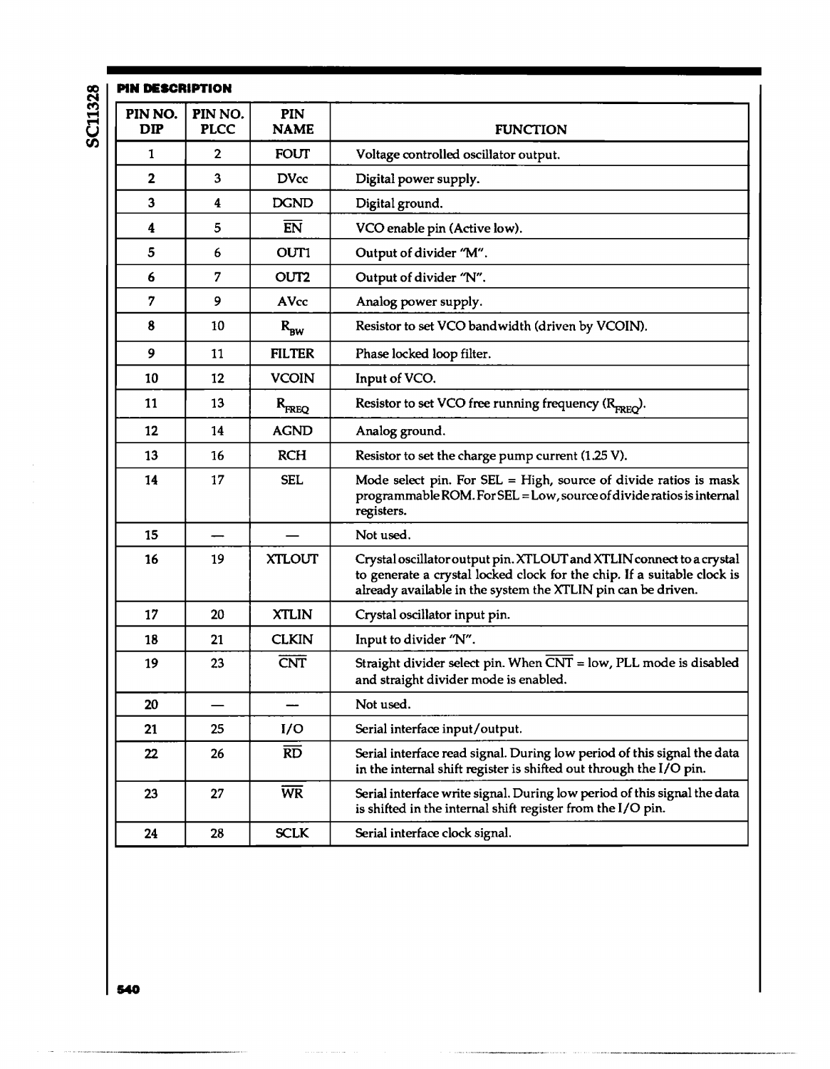## PIN DESCRIPTION

| PIN NO. DIP | PIN NO. PLCC | PIN NAME | FUNCTION |
|---|---|---|---|
| 1 | 2 | FOUT | Voltage controlled oscillator output. |
| 2 | 3 | DVcc | Digital power supply. |
| 3 | 4 | DGND | Digital ground. |
| 4 | 5 | $\overline{EN}$ | VCO enable pin (Active low). |
| 5 | 6 | OUT1 | Output of divider "M". |
| 6 | 7 | OUT2 | Output of divider "N". |
| 7 | 9 | AVcc | Analog power supply. |
| 8 | 10 | $R_{BW}$ | Resistor to set VCO bandwidth (driven by VCOIN). |
| 9 | 11 | FILTER | Phase locked loop filter. |
| 10 | 12 | VCOIN | Input of VCO. |
| 11 | 13 | $R_{FREQ}$ | Resistor to set VCO free running frequency ($R_{FREQ}$). |
| 12 | 14 | AGND | Analog ground. |
| 13 | 16 | RCH | Resistor to set the charge pump current (1.25 V). |
| 14 | 17 | SEL | Mode select pin. For SEL = High, source of divide ratios is mask programmable ROM. For SEL = Low, source of divide ratios is internal registers. |
| 15 | — | — | Not used. |
| 16 | 19 | XTLOUT | Crystal oscillator output pin. XTLOUT and XTLIN connect to a crystal to generate a crystal locked clock for the chip. If a suitable clock is already available in the system the XTLIN pin can be driven. |
| 17 | 20 | XTLIN | Crystal oscillator input pin. |
| 18 | 21 | CLKIN | Input to divider "N". |
| 19 | 23 | $\overline{CNT}$ | Straight divider select pin. When $\overline{CNT}$ = low, PLL mode is disabled and straight divider mode is enabled. |
| 20 | — | — | Not used. |
| 21 | 25 | I/O | Serial interface input/output. |
| 22 | 26 | $\overline{RD}$ | Serial interface read signal. During low period of this signal the data in the internal shift register is shifted out through the I/O pin. |
| 23 | 27 | $\overline{WR}$ | Serial interface write signal. During low period of this signal the data is shifted in the internal shift register from the I/O pin. |
| 24 | 28 | SCLK | Serial interface clock signal. |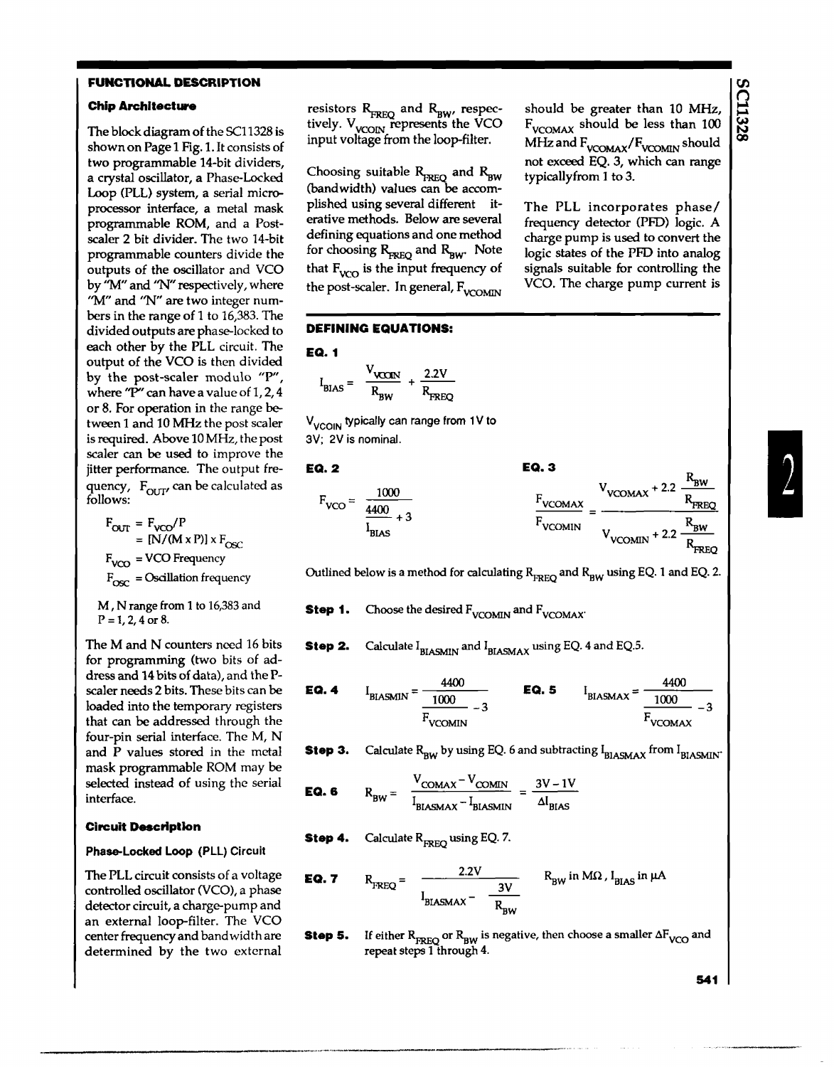## FUNCTIONAL DESCRIPTION

### Chip Architecture

The block diagram of the SC11328 is shown on Page 1 Fig. 1. It consists of two programmable 14-bit dividers, a crystal oscillator, a Phase-Locked Loop (PLL) system, a serial microprocessor interface, a metal mask programmable ROM, and a Post-scaler 2 bit divider. The two 14-bit programmable counters divide the outputs of the oscillator and VCO by "M" and "N" respectively, where "M" and "N" are two integer numbers in the range of 1 to 16,383. The divided outputs are phase-locked to each other by the PLL circuit. The output of the VCO is then divided by the post-scaler modulo "P", where "P" can have a value of 1, 2, 4 or 8. For operation in the range between 1 and 10 MHz the post scaler is required. Above 10 MHz, the post scaler can be used to improve the jitter performance. The output frequency, $F_{OUT}$, can be calculated as follows:

$$F_{OUT} = F_{VCO}/P$$
$$= [N/(M \times P)] \times F_{OSC}$$

$F_{VCO}$ = VCO Frequency

$F_{OSC}$ = Oscillation frequency

M, N range from 1 to 16,383 and P = 1, 2, 4 or 8.

The M and N counters need 16 bits for programming (two bits of address and 14 bits of data), and the P-scaler needs 2 bits. These bits can be loaded into the temporary registers that can be addressed through the four-pin serial interface. The M, N and P values stored in the metal mask programmable ROM may be selected instead of using the serial interface.

### Circuit Description

#### Phase-Locked Loop (PLL) Circuit

The PLL circuit consists of a voltage controlled oscillator (VCO), a phase detector circuit, a charge-pump and an external loop-filter. The VCO center frequency and bandwidth are determined by the two external resistors $R_{FREQ}$ and $R_{BW}$, respectively. $V_{VCOIN}$ represents the VCO input voltage from the loop-filter.

Choosing suitable $R_{FREQ}$ and $R_{BW}$ (bandwidth) values can be accomplished using several different iterative methods. Below are several defining equations and one method for choosing $R_{FREQ}$ and $R_{BW}$. Note that $F_{VCO}$ is the input frequency of the post-scaler. In general, $F_{VCOMIN}$ should be greater than 10 MHz, $F_{VCOMAX}$ should be less than 100 MHz and $F_{VCOMAX}/F_{VCOMIN}$ should not exceed EQ. 3, which can range typically from 1 to 3.

The PLL incorporates phase/frequency detector (PFD) logic. A charge pump is used to convert the logic states of the PFD into analog signals suitable for controlling the VCO. The charge pump current is

## DEFINING EQUATIONS:

**EQ. 1**

$$I_{BIAS} = \frac{V_{VCOIN}}{R_{BW}} + \frac{2.2V}{R_{FREQ}}$$

$V_{VCOIN}$ typically can range from 1V to 3V; 2V is nominal.

**EQ. 2**

$$F_{VCO} = \frac{1000}{\frac{4400}{I_{BIAS}} + 3}$$

**EQ. 3**

$$\frac{F_{VCOMAX}}{F_{VCOMIN}} = \frac{V_{VCOMAX} + 2.2\frac{R_{BW}}{R_{FREQ}}}{V_{VCOMIN} + 2.2\frac{R_{BW}}{R_{FREQ}}}$$

Outlined below is a method for calculating $R_{FREQ}$ and $R_{BW}$ using EQ. 1 and EQ. 2.

**Step 1.** Choose the desired $F_{VCOMIN}$ and $F_{VCOMAX}$.

**Step 2.** Calculate $I_{BIASMIN}$ and $I_{BIASMAX}$ using EQ. 4 and EQ.5.

**EQ. 4**

$$I_{BIASMIN} = \frac{4400}{\frac{1000}{F_{VCOMIN}} - 3}$$

**EQ. 5**

$$I_{BIASMAX} = \frac{4400}{\frac{1000}{F_{VCOMAX}} - 3}$$

**Step 3.** Calculate $R_{BW}$ by using EQ. 6 and subtracting $I_{BIASMAX}$ from $I_{BIASMIN}$.

**EQ. 6**

$$R_{BW} = \frac{V_{COMAX} - V_{COMIN}}{I_{BIASMAX} - I_{BIASMIN}} = \frac{3V - 1V}{\Delta I_{BIAS}}$$

**Step 4.** Calculate $R_{FREQ}$ using EQ. 7.

**EQ. 7**

$$R_{FREQ} = \frac{2.2V}{I_{BIASMAX} - \frac{3V}{R_{BW}}}$$

$R_{BW}$ in MΩ, $I_{BIAS}$ in μA

**Step 5.** If either $R_{FREQ}$ or $R_{BW}$ is negative, then choose a smaller $\Delta F_{VCO}$ and repeat steps 1 through 4.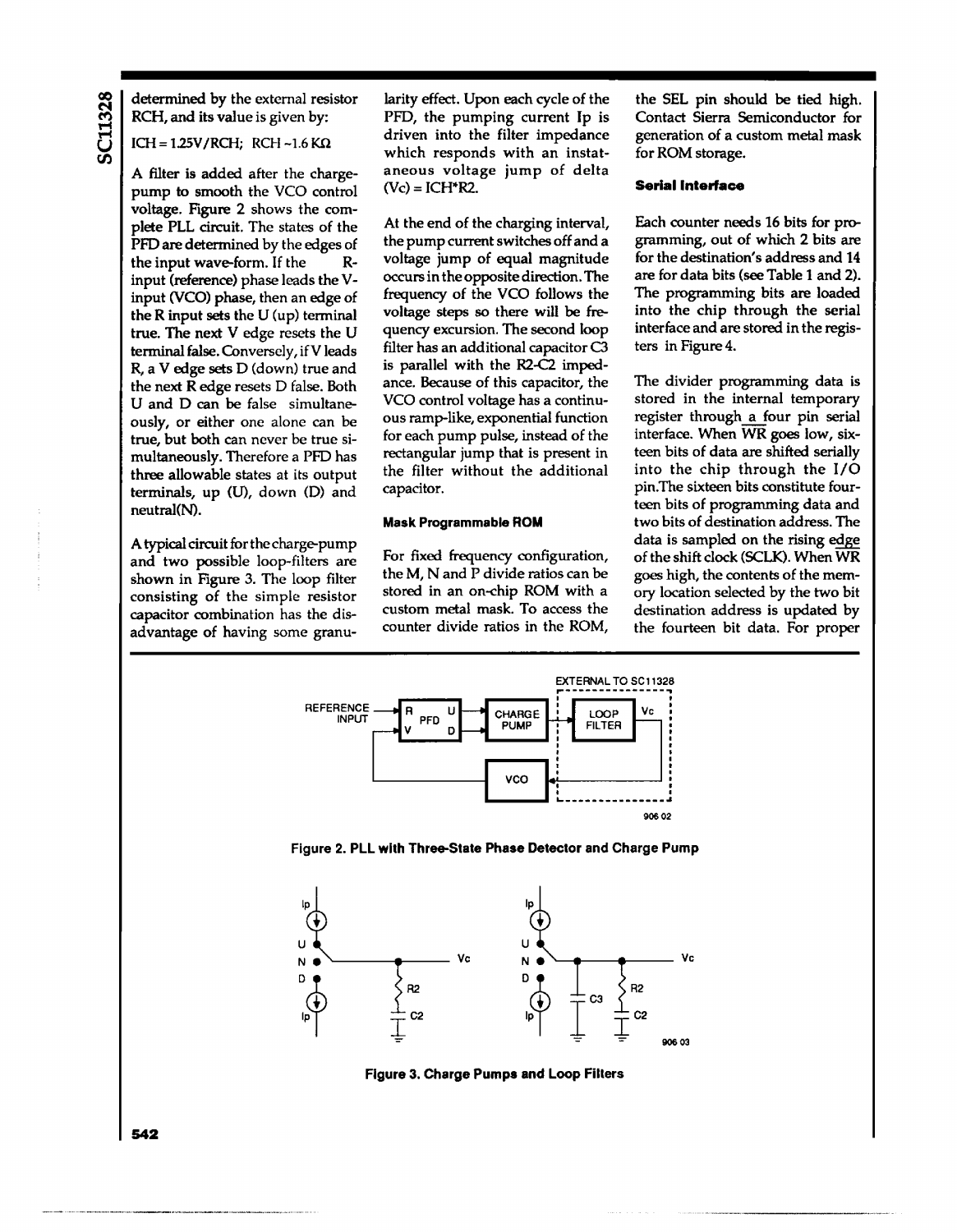determined by the external resistor RCH, and its value is given by:

ICH = 1.25V/RCH; RCH ~1.6 KΩ

A filter is added after the charge-pump to smooth the VCO control voltage. Figure 2 shows the complete PLL circuit. The states of the PFD are determined by the edges of the input wave-form. If the R-input (reference) phase leads the V-input (VCO) phase, then an edge of the R input sets the U (up) terminal true. The next V edge resets the U terminal false. Conversely, if V leads R, a V edge sets D (down) true and the next R edge resets D false. Both U and D can be false simultaneously, or either one alone can be true, but both can never be true simultaneously. Therefore a PFD has three allowable states at its output terminals, up (U), down (D) and neutral(N).

A typical circuit for the charge-pump and two possible loop-filters are shown in Figure 3. The loop filter consisting of the simple resistor capacitor combination has the disadvantage of having some granularity effect. Upon each cycle of the PFD, the pumping current Ip is driven into the filter impedance which responds with an instataneous voltage jump of delta (Vc) = ICH*R2.

At the end of the charging interval, the pump current switches off and a voltage jump of equal magnitude occurs in the opposite direction. The frequency of the VCO follows the voltage steps so there will be frequency excursion. The second loop filter has an additional capacitor C3 is parallel with the R2-C2 impedance. Because of this capacitor, the VCO control voltage has a continuous ramp-like, exponential function for each pump pulse, instead of the rectangular jump that is present in the filter without the additional capacitor.

### Mask Programmable ROM

For fixed frequency configuration, the M, N and P divide ratios can be stored in an on-chip ROM with a custom metal mask. To access the counter divide ratios in the ROM, the SEL pin should be tied high. Contact Sierra Semiconductor for generation of a custom metal mask for ROM storage.

### Serial Interface

Each counter needs 16 bits for programming, out of which 2 bits are for the destination's address and 14 are for data bits (see Table 1 and 2). The programming bits are loaded into the chip through the serial interface and are stored in the registers in Figure 4.

The divider programming data is stored in the internal temporary register through a four pin serial interface. When $\overline{WR}$ goes low, sixteen bits of data are shifted serially into the chip through the I/O pin. The sixteen bits constitute fourteen bits of programming data and two bits of destination address. The data is sampled on the rising edge of the shift clock (SCLK). When $\overline{WR}$ goes high, the contents of the memory location selected by the two bit destination address is updated by the fourteen bit data. For proper

Figure 2. PLL with Three-State Phase Detector and Charge Pump

Figure 3. Charge Pumps and Loop Filters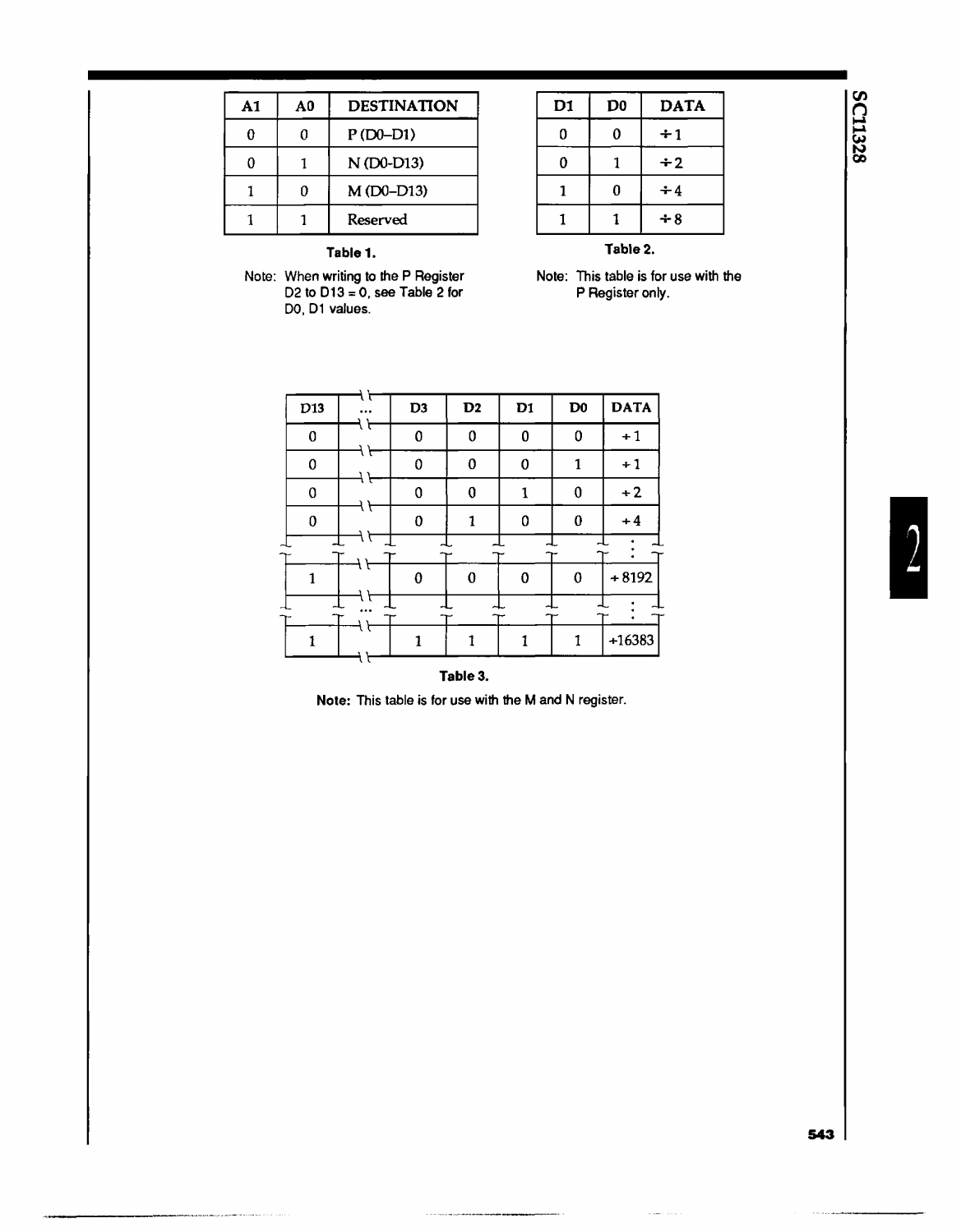| A1 | A0 | DESTINATION |
|---|---|---|
| 0 | 0 | P (D0–D1) |
| 0 | 1 | N (D0-D13) |
| 1 | 0 | M (D0–D13) |
| 1 | 1 | Reserved |

**Table 1.**

Note: When writing to the P Register D2 to D13 = 0, see Table 2 for D0, D1 values.

| D1 | D0 | DATA |
|---|---|---|
| 0 | 0 | ÷1 |
| 0 | 1 | ÷2 |
| 1 | 0 | ÷4 |
| 1 | 1 | ÷8 |

**Table 2.**

Note: This table is for use with the P Register only.

| D13 | ... | D3 | D2 | D1 | D0 | DATA |
|---|---|---|---|---|---|---|
| 0 | | 0 | 0 | 0 | 0 | ÷1 |
| 0 | | 0 | 0 | 0 | 1 | ÷1 |
| 0 | | 0 | 0 | 1 | 0 | ÷2 |
| 0 | | 0 | 1 | 0 | 0 | ÷4 |
| | | | | | | ⋮ |
| 1 | | 0 | 0 | 0 | 0 | ÷8192 |
| | ... | | | | | ⋮ |
| 1 | | 1 | 1 | 1 | 1 | ÷16383 |

**Table 3.**

**Note:** This table is for use with the M and N register.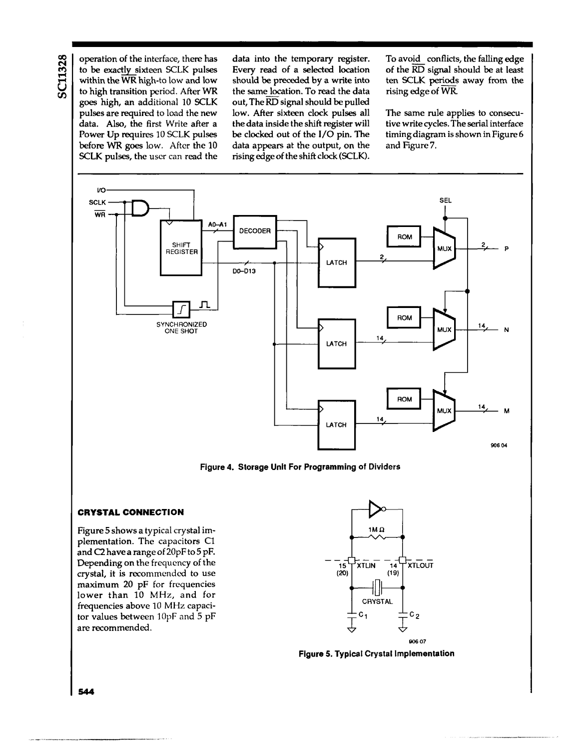operation of the interface, there has to be exactly sixteen SCLK pulses within the WR high-to low and low to high transition period. After WR goes high, an additional 10 SCLK pulses are required to load the new data. Also, the first Write after a Power Up requires 10 SCLK pulses before WR goes low. After the 10 SCLK pulses, the user can read the data into the temporary register. Every read of a selected location should be preceded by a write into the same location. To read the data out, The RD signal should be pulled low. After sixteen clock pulses all the data inside the shift register will be clocked out of the I/O pin. The data appears at the output, on the rising edge of the shift clock (SCLK). To avoid conflicts, the falling edge of the RD signal should be at least ten SCLK periods away from the rising edge of WR.

The same rule applies to consecutive write cycles. The serial interface timing diagram is shown in Figure 6 and Figure 7.

**Figure 4. Storage Unit For Programming of Dividers**

### CRYSTAL CONNECTION

Figure 5 shows a typical crystal implementation. The capacitors C1 and C2 have a range of 20pF to 5 pF. Depending on the frequency of the crystal, it is recommended to use maximum 20 pF for frequencies lower than 10 MHz, and for frequencies above 10 MHz capacitor values between 10pF and 5 pF are recommended.

**Figure 5. Typical Crystal Implementation**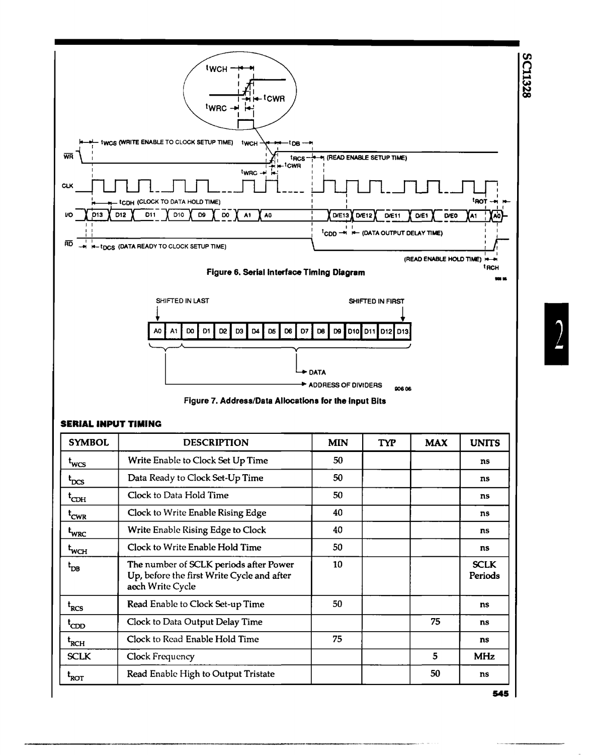Figure 6. Serial Interface Timing Diagram

Figure 7. Address/Data Allocations for the Input Bits

## SERIAL INPUT TIMING

| SYMBOL | DESCRIPTION | MIN | TYP | MAX | UNITS |
|---|---|---|---|---|---|
| $t_{WCS}$ | Write Enable to Clock Set Up Time | 50 | | | ns |
| $t_{DCS}$ | Data Ready to Clock Set-Up Time | 50 | | | ns |
| $t_{CDH}$ | Clock to Data Hold Time | 50 | | | ns |
| $t_{CWR}$ | Clock to Write Enable Rising Edge | 40 | | | ns |
| $t_{WRC}$ | Write Enable Rising Edge to Clock | 40 | | | ns |
| $t_{WCH}$ | Clock to Write Enable Hold Time | 50 | | | ns |
| $t_{DB}$ | The number of SCLK periods after Power Up, before the first Write Cycle and after aech Write Cycle | 10 | | | SCLK Periods |
| $t_{RCS}$ | Read Enable to Clock Set-up Time | 50 | | | ns |
| $t_{CDD}$ | Clock to Data Output Delay Time | | | 75 | ns |
| $t_{RCH}$ | Clock to Read Enable Hold Time | 75 | | | ns |
| SCLK | Clock Frequency | | | 5 | MHz |
| $t_{ROT}$ | Read Enable High to Output Tristate | | | 50 | ns |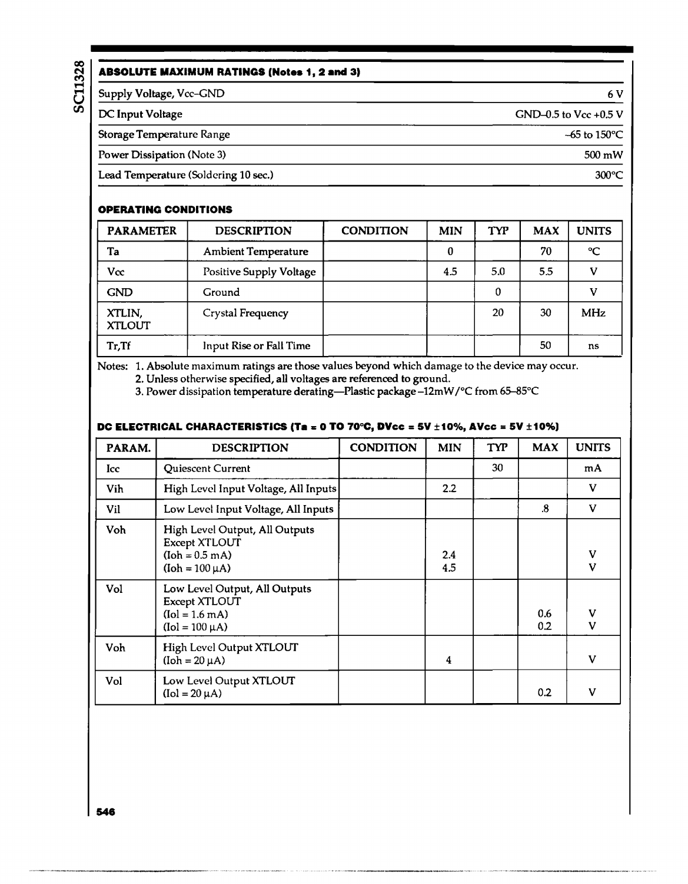### ABSOLUTE MAXIMUM RATINGS (Notes 1, 2 and 3)

| | |
|---|---|
| Supply Voltage, Vcc–GND | 6 V |
| DC Input Voltage | GND–0.5 to Vcc +0.5 V |
| Storage Temperature Range | –65 to 150°C |
| Power Dissipation (Note 3) | 500 mW |
| Lead Temperature (Soldering 10 sec.) | 300°C |

### OPERATING CONDITIONS

| PARAMETER | DESCRIPTION | CONDITION | MIN | TYP | MAX | UNITS |
|---|---|---|---|---|---|---|
| Ta | Ambient Temperature | | 0 | | 70 | °C |
| Vcc | Positive Supply Voltage | | 4.5 | 5.0 | 5.5 | V |
| GND | Ground | | | 0 | | V |
| XTLIN, XTLOUT | Crystal Frequency | | | 20 | 30 | MHz |
| Tr,Tf | Input Rise or Fall Time | | | | 50 | ns |

Notes: 1. Absolute maximum ratings are those values beyond which damage to the device may occur.
2. Unless otherwise specified, all voltages are referenced to ground.
3. Power dissipation temperature derating—Plastic package –12mW/°C from 65–85°C

### DC ELECTRICAL CHARACTERISTICS (Ta = 0 TO 70°C, DVcc = 5V ±10%, AVcc = 5V ±10%)

| PARAM. | DESCRIPTION | CONDITION | MIN | TYP | MAX | UNITS |
|---|---|---|---|---|---|---|
| Icc | Quiescent Current | | | 30 | | mA |
| Vih | High Level Input Voltage, All Inputs | | 2.2 | | | V |
| Vil | Low Level Input Voltage, All Inputs | | | | .8 | V |
| Voh | High Level Output, All Outputs Except XTLOUT (Ioh = 0.5 mA) (Ioh = 100 μA) | | 2.4<br>4.5 | | | V<br>V |
| Vol | Low Level Output, All Outputs Except XTLOUT (Iol = 1.6 mA) (Iol = 100 μA) | | | | 0.6<br>0.2 | V<br>V |
| Voh | High Level Output XTLOUT (Ioh = 20 μA) | | 4 | | | V |
| Vol | Low Level Output XTLOUT (Iol = 20 μA) | | | | 0.2 | V |